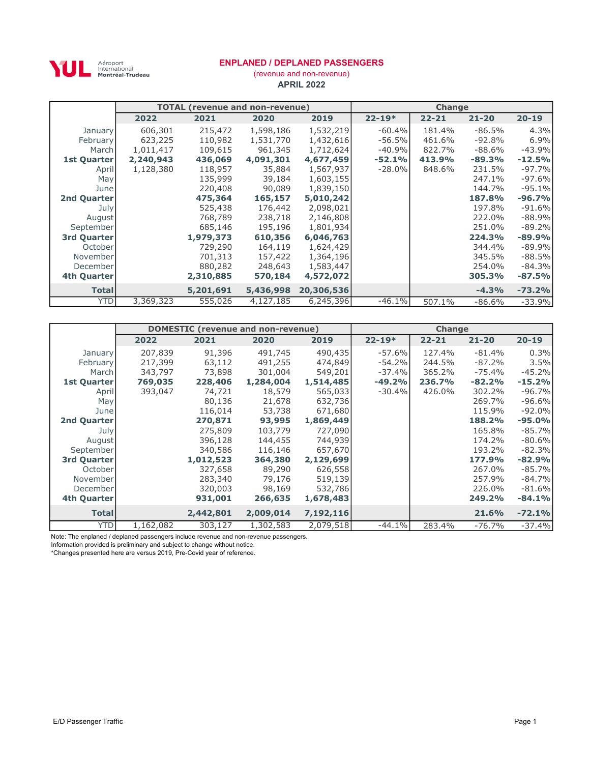Aéroport International Montréal-Trudeau

# ENPLANED / DEPLANED PASSENGERS

(revenue and non-revenue)

**APRIL 2022**

| | TOTAL (revenue and non-revenue) | | | | Change | | | |
|---|---|---|---|---|---|---|---|---|
| | **2022** | **2021** | **2020** | **2019** | **22-19*** | **22-21** | **21-20** | **20-19** |
| January | 606,301 | 215,472 | 1,598,186 | 1,532,219 | -60.4% | 181.4% | -86.5% | 4.3% |
| February | 623,225 | 110,982 | 1,531,770 | 1,432,616 | -56.5% | 461.6% | -92.8% | 6.9% |
| March | 1,011,417 | 109,615 | 961,345 | 1,712,624 | -40.9% | 822.7% | -88.6% | -43.9% |
| **1st Quarter** | **2,240,943** | **436,069** | **4,091,301** | **4,677,459** | **-52.1%** | **413.9%** | **-89.3%** | **-12.5%** |
| April | 1,128,380 | 118,957 | 35,884 | 1,567,937 | -28.0% | 848.6% | 231.5% | -97.7% |
| May | | 135,999 | 39,184 | 1,603,155 | | | 247.1% | -97.6% |
| June | | 220,408 | 90,089 | 1,839,150 | | | 144.7% | -95.1% |
| **2nd Quarter** | | **475,364** | **165,157** | **5,010,242** | | | **187.8%** | **-96.7%** |
| July | | 525,438 | 176,442 | 2,098,021 | | | 197.8% | -91.6% |
| August | | 768,789 | 238,718 | 2,146,808 | | | 222.0% | -88.9% |
| September | | 685,146 | 195,196 | 1,801,934 | | | 251.0% | -89.2% |
| **3rd Quarter** | | **1,979,373** | **610,356** | **6,046,763** | | | **224.3%** | **-89.9%** |
| October | | 729,290 | 164,119 | 1,624,429 | | | 344.4% | -89.9% |
| November | | 701,313 | 157,422 | 1,364,196 | | | 345.5% | -88.5% |
| December | | 880,282 | 248,643 | 1,583,447 | | | 254.0% | -84.3% |
| **4th Quarter** | | **2,310,885** | **570,184** | **4,572,072** | | | **305.3%** | **-87.5%** |
| **Total** | | **5,201,691** | **5,436,998** | **20,306,536** | | | **-4.3%** | **-73.2%** |
| YTD | 3,369,323 | 555,026 | 4,127,185 | 6,245,396 | -46.1% | 507.1% | -86.6% | -33.9% |

| | DOMESTIC (revenue and non-revenue) | | | | Change | | | |
|---|---|---|---|---|---|---|---|---|
| | **2022** | **2021** | **2020** | **2019** | **22-19*** | **22-21** | **21-20** | **20-19** |
| January | 207,839 | 91,396 | 491,745 | 490,435 | -57.6% | 127.4% | -81.4% | 0.3% |
| February | 217,399 | 63,112 | 491,255 | 474,849 | -54.2% | 244.5% | -87.2% | 3.5% |
| March | 343,797 | 73,898 | 301,004 | 549,201 | -37.4% | 365.2% | -75.4% | -45.2% |
| **1st Quarter** | **769,035** | **228,406** | **1,284,004** | **1,514,485** | **-49.2%** | **236.7%** | **-82.2%** | **-15.2%** |
| April | 393,047 | 74,721 | 18,579 | 565,033 | -30.4% | 426.0% | 302.2% | -96.7% |
| May | | 80,136 | 21,678 | 632,736 | | | 269.7% | -96.6% |
| June | | 116,014 | 53,738 | 671,680 | | | 115.9% | -92.0% |
| **2nd Quarter** | | **270,871** | **93,995** | **1,869,449** | | | **188.2%** | **-95.0%** |
| July | | 275,809 | 103,779 | 727,090 | | | 165.8% | -85.7% |
| August | | 396,128 | 144,455 | 744,939 | | | 174.2% | -80.6% |
| September | | 340,586 | 116,146 | 657,670 | | | 193.2% | -82.3% |
| **3rd Quarter** | | **1,012,523** | **364,380** | **2,129,699** | | | **177.9%** | **-82.9%** |
| October | | 327,658 | 89,290 | 626,558 | | | 267.0% | -85.7% |
| November | | 283,340 | 79,176 | 519,139 | | | 257.9% | -84.7% |
| December | | 320,003 | 98,169 | 532,786 | | | 226.0% | -81.6% |
| **4th Quarter** | | **931,001** | **266,635** | **1,678,483** | | | **249.2%** | **-84.1%** |
| **Total** | | **2,442,801** | **2,009,014** | **7,192,116** | | | **21.6%** | **-72.1%** |
| YTD | 1,162,082 | 303,127 | 1,302,583 | 2,079,518 | -44.1% | 283.4% | -76.7% | -37.4% |

Note: The enplaned / deplaned passengers include revenue and non-revenue passengers.

Information provided is preliminary and subject to change without notice.

*Changes presented here are versus 2019, Pre-Covid year of reference.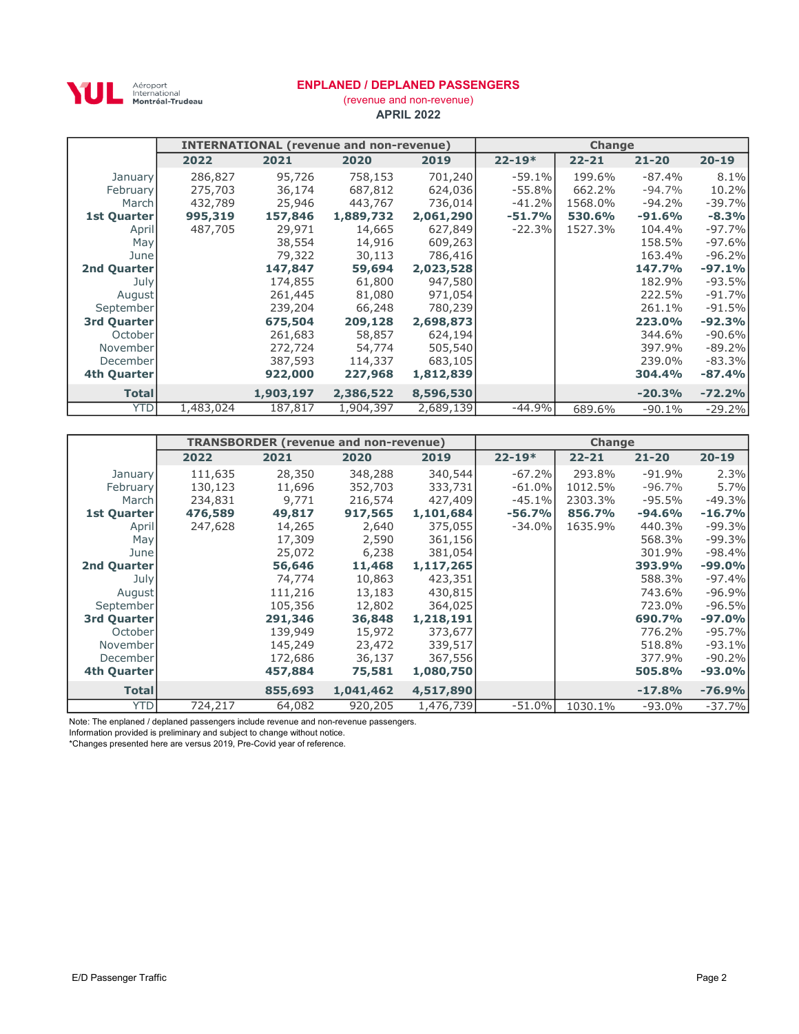Aéroport International Montréal-Trudeau

## ENPLANED / DEPLANED PASSENGERS

(revenue and non-revenue)

**APRIL 2022**

| | INTERNATIONAL (revenue and non-revenue) | | | | Change | | | |
|---|---|---|---|---|---|---|---|---|
| | 2022 | 2021 | 2020 | 2019 | 22-19* | 22-21 | 21-20 | 20-19 |
| January | 286,827 | 95,726 | 758,153 | 701,240 | -59.1% | 199.6% | -87.4% | 8.1% |
| February | 275,703 | 36,174 | 687,812 | 624,036 | -55.8% | 662.2% | -94.7% | 10.2% |
| March | 432,789 | 25,946 | 443,767 | 736,014 | -41.2% | 1568.0% | -94.2% | -39.7% |
| **1st Quarter** | **995,319** | **157,846** | **1,889,732** | **2,061,290** | **-51.7%** | **530.6%** | **-91.6%** | **-8.3%** |
| April | 487,705 | 29,971 | 14,665 | 627,849 | -22.3% | 1527.3% | 104.4% | -97.7% |
| May | | 38,554 | 14,916 | 609,263 | | | 158.5% | -97.6% |
| June | | 79,322 | 30,113 | 786,416 | | | 163.4% | -96.2% |
| **2nd Quarter** | | **147,847** | **59,694** | **2,023,528** | | | **147.7%** | **-97.1%** |
| July | | 174,855 | 61,800 | 947,580 | | | 182.9% | -93.5% |
| August | | 261,445 | 81,080 | 971,054 | | | 222.5% | -91.7% |
| September | | 239,204 | 66,248 | 780,239 | | | 261.1% | -91.5% |
| **3rd Quarter** | | **675,504** | **209,128** | **2,698,873** | | | **223.0%** | **-92.3%** |
| October | | 261,683 | 58,857 | 624,194 | | | 344.6% | -90.6% |
| November | | 272,724 | 54,774 | 505,540 | | | 397.9% | -89.2% |
| December | | 387,593 | 114,337 | 683,105 | | | 239.0% | -83.3% |
| **4th Quarter** | | **922,000** | **227,968** | **1,812,839** | | | **304.4%** | **-87.4%** |
| **Total** | | **1,903,197** | **2,386,522** | **8,596,530** | | | **-20.3%** | **-72.2%** |
| YTD | 1,483,024 | 187,817 | 1,904,397 | 2,689,139 | -44.9% | 689.6% | -90.1% | -29.2% |

| | TRANSBORDER (revenue and non-revenue) | | | | Change | | | |
|---|---|---|---|---|---|---|---|---|
| | 2022 | 2021 | 2020 | 2019 | 22-19* | 22-21 | 21-20 | 20-19 |
| January | 111,635 | 28,350 | 348,288 | 340,544 | -67.2% | 293.8% | -91.9% | 2.3% |
| February | 130,123 | 11,696 | 352,703 | 333,731 | -61.0% | 1012.5% | -96.7% | 5.7% |
| March | 234,831 | 9,771 | 216,574 | 427,409 | -45.1% | 2303.3% | -95.5% | -49.3% |
| **1st Quarter** | **476,589** | **49,817** | **917,565** | **1,101,684** | **-56.7%** | **856.7%** | **-94.6%** | **-16.7%** |
| April | 247,628 | 14,265 | 2,640 | 375,055 | -34.0% | 1635.9% | 440.3% | -99.3% |
| May | | 17,309 | 2,590 | 361,156 | | | 568.3% | -99.3% |
| June | | 25,072 | 6,238 | 381,054 | | | 301.9% | -98.4% |
| **2nd Quarter** | | **56,646** | **11,468** | **1,117,265** | | | **393.9%** | **-99.0%** |
| July | | 74,774 | 10,863 | 423,351 | | | 588.3% | -97.4% |
| August | | 111,216 | 13,183 | 430,815 | | | 743.6% | -96.9% |
| September | | 105,356 | 12,802 | 364,025 | | | 723.0% | -96.5% |
| **3rd Quarter** | | **291,346** | **36,848** | **1,218,191** | | | **690.7%** | **-97.0%** |
| October | | 139,949 | 15,972 | 373,677 | | | 776.2% | -95.7% |
| November | | 145,249 | 23,472 | 339,517 | | | 518.8% | -93.1% |
| December | | 172,686 | 36,137 | 367,556 | | | 377.9% | -90.2% |
| **4th Quarter** | | **457,884** | **75,581** | **1,080,750** | | | **505.8%** | **-93.0%** |
| **Total** | | **855,693** | **1,041,462** | **4,517,890** | | | **-17.8%** | **-76.9%** |
| YTD | 724,217 | 64,082 | 920,205 | 1,476,739 | -51.0% | 1030.1% | -93.0% | -37.7% |

Note: The enplaned / deplaned passengers include revenue and non-revenue passengers.
Information provided is preliminary and subject to change without notice.
*Changes presented here are versus 2019, Pre-Covid year of reference.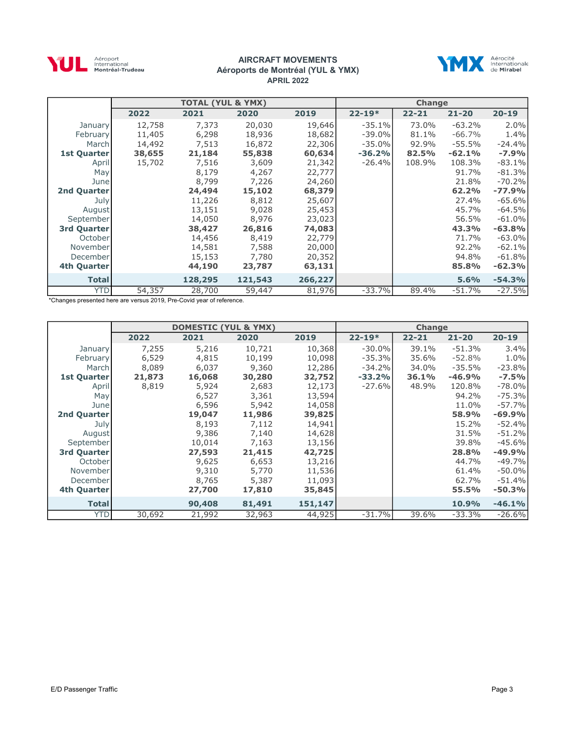# AIRCRAFT MOVEMENTS

## Aéroports de Montréal (YUL & YMX)

### APRIL 2022

| | TOTAL (YUL & YMX) | | | | Change | | | |
|---|---|---|---|---|---|---|---|---|
| | 2022 | 2021 | 2020 | 2019 | 22-19* | 22-21 | 21-20 | 20-19 |
| January | 12,758 | 7,373 | 20,030 | 19,646 | -35.1% | 73.0% | -63.2% | 2.0% |
| February | 11,405 | 6,298 | 18,936 | 18,682 | -39.0% | 81.1% | -66.7% | 1.4% |
| March | 14,492 | 7,513 | 16,872 | 22,306 | -35.0% | 92.9% | -55.5% | -24.4% |
| **1st Quarter** | **38,655** | **21,184** | **55,838** | **60,634** | **-36.2%** | **82.5%** | **-62.1%** | **-7.9%** |
| April | 15,702 | 7,516 | 3,609 | 21,342 | -26.4% | 108.9% | 108.3% | -83.1% |
| May | | 8,179 | 4,267 | 22,777 | | | 91.7% | -81.3% |
| June | | 8,799 | 7,226 | 24,260 | | | 21.8% | -70.2% |
| **2nd Quarter** | | **24,494** | **15,102** | **68,379** | | | **62.2%** | **-77.9%** |
| July | | 11,226 | 8,812 | 25,607 | | | 27.4% | -65.6% |
| August | | 13,151 | 9,028 | 25,453 | | | 45.7% | -64.5% |
| September | | 14,050 | 8,976 | 23,023 | | | 56.5% | -61.0% |
| **3rd Quarter** | | **38,427** | **26,816** | **74,083** | | | **43.3%** | **-63.8%** |
| October | | 14,456 | 8,419 | 22,779 | | | 71.7% | -63.0% |
| November | | 14,581 | 7,588 | 20,000 | | | 92.2% | -62.1% |
| December | | 15,153 | 7,780 | 20,352 | | | 94.8% | -61.8% |
| **4th Quarter** | | **44,190** | **23,787** | **63,131** | | | **85.8%** | **-62.3%** |
| **Total** | | **128,295** | **121,543** | **266,227** | | | **5.6%** | **-54.3%** |
| YTD | 54,357 | 28,700 | 59,447 | 81,976 | -33.7% | 89.4% | -51.7% | -27.5% |

*Changes presented here are versus 2019, Pre-Covid year of reference.

| | DOMESTIC (YUL & YMX) | | | | Change | | | |
|---|---|---|---|---|---|---|---|---|
| | 2022 | 2021 | 2020 | 2019 | 22-19* | 22-21 | 21-20 | 20-19 |
| January | 7,255 | 5,216 | 10,721 | 10,368 | -30.0% | 39.1% | -51.3% | 3.4% |
| February | 6,529 | 4,815 | 10,199 | 10,098 | -35.3% | 35.6% | -52.8% | 1.0% |
| March | 8,089 | 6,037 | 9,360 | 12,286 | -34.2% | 34.0% | -35.5% | -23.8% |
| **1st Quarter** | **21,873** | **16,068** | **30,280** | **32,752** | **-33.2%** | **36.1%** | **-46.9%** | **-7.5%** |
| April | 8,819 | 5,924 | 2,683 | 12,173 | -27.6% | 48.9% | 120.8% | -78.0% |
| May | | 6,527 | 3,361 | 13,594 | | | 94.2% | -75.3% |
| June | | 6,596 | 5,942 | 14,058 | | | 11.0% | -57.7% |
| **2nd Quarter** | | **19,047** | **11,986** | **39,825** | | | **58.9%** | **-69.9%** |
| July | | 8,193 | 7,112 | 14,941 | | | 15.2% | -52.4% |
| August | | 9,386 | 7,140 | 14,628 | | | 31.5% | -51.2% |
| September | | 10,014 | 7,163 | 13,156 | | | 39.8% | -45.6% |
| **3rd Quarter** | | **27,593** | **21,415** | **42,725** | | | **28.8%** | **-49.9%** |
| October | | 9,625 | 6,653 | 13,216 | | | 44.7% | -49.7% |
| November | | 9,310 | 5,770 | 11,536 | | | 61.4% | -50.0% |
| December | | 8,765 | 5,387 | 11,093 | | | 62.7% | -51.4% |
| **4th Quarter** | | **27,700** | **17,810** | **35,845** | | | **55.5%** | **-50.3%** |
| **Total** | | **90,408** | **81,491** | **151,147** | | | **10.9%** | **-46.1%** |
| YTD | 30,692 | 21,992 | 32,963 | 44,925 | -31.7% | 39.6% | -33.3% | -26.6% |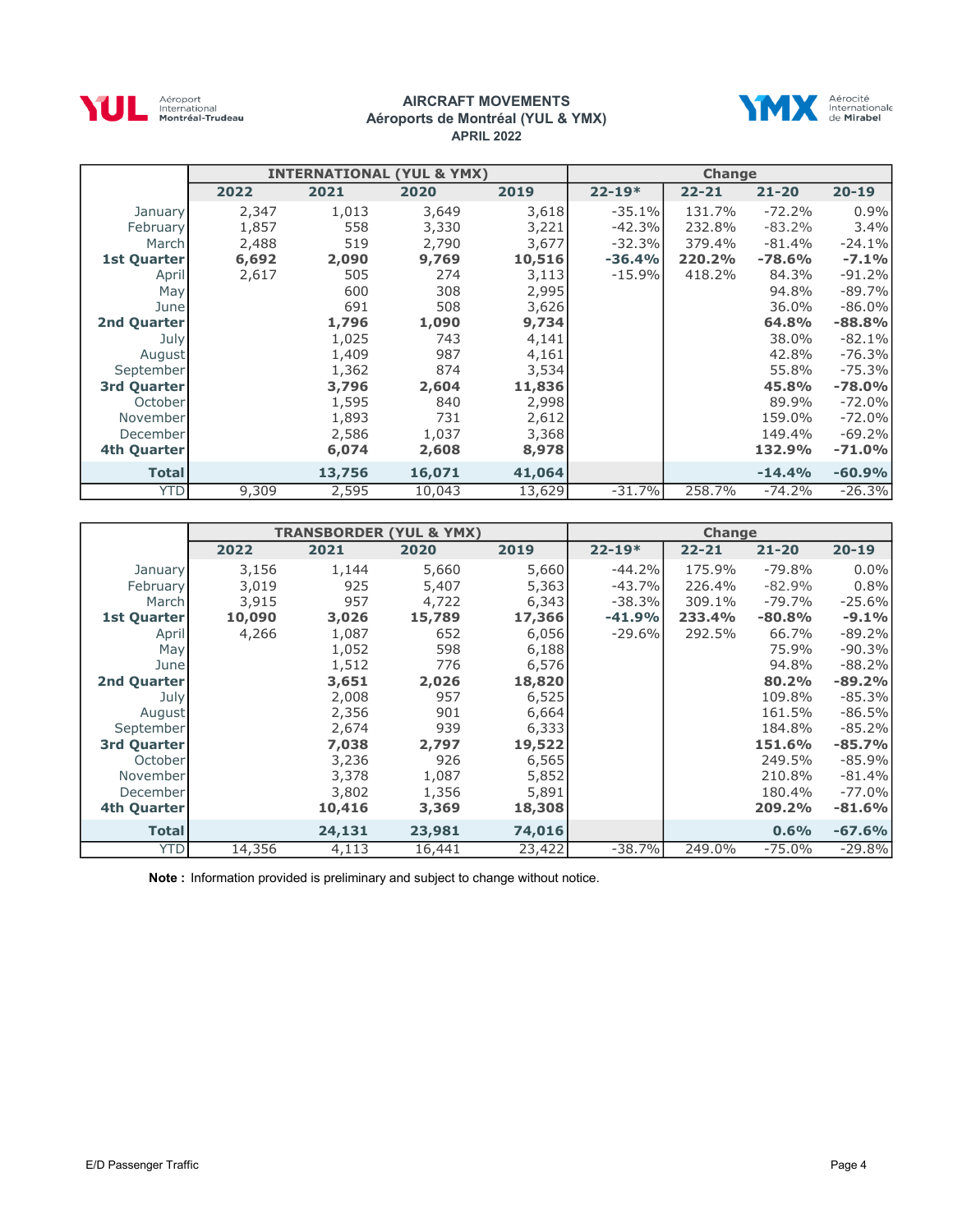# AIRCRAFT MOVEMENTS
## Aéroports de Montréal (YUL & YMX)
### APRIL 2022

| | INTERNATIONAL (YUL & YMX) | | | | Change | | | |
|---|---|---|---|---|---|---|---|---|
| | **2022** | **2021** | **2020** | **2019** | **22-19*** | **22-21** | **21-20** | **20-19** |
| January | 2,347 | 1,013 | 3,649 | 3,618 | -35.1% | 131.7% | -72.2% | 0.9% |
| February | 1,857 | 558 | 3,330 | 3,221 | -42.3% | 232.8% | -83.2% | 3.4% |
| March | 2,488 | 519 | 2,790 | 3,677 | -32.3% | 379.4% | -81.4% | -24.1% |
| **1st Quarter** | **6,692** | **2,090** | **9,769** | **10,516** | **-36.4%** | **220.2%** | **-78.6%** | **-7.1%** |
| April | 2,617 | 505 | 274 | 3,113 | -15.9% | 418.2% | 84.3% | -91.2% |
| May | | 600 | 308 | 2,995 | | | 94.8% | -89.7% |
| June | | 691 | 508 | 3,626 | | | 36.0% | -86.0% |
| **2nd Quarter** | | **1,796** | **1,090** | **9,734** | | | **64.8%** | **-88.8%** |
| July | | 1,025 | 743 | 4,141 | | | 38.0% | -82.1% |
| August | | 1,409 | 987 | 4,161 | | | 42.8% | -76.3% |
| September | | 1,362 | 874 | 3,534 | | | 55.8% | -75.3% |
| **3rd Quarter** | | **3,796** | **2,604** | **11,836** | | | **45.8%** | **-78.0%** |
| October | | 1,595 | 840 | 2,998 | | | 89.9% | -72.0% |
| November | | 1,893 | 731 | 2,612 | | | 159.0% | -72.0% |
| December | | 2,586 | 1,037 | 3,368 | | | 149.4% | -69.2% |
| **4th Quarter** | | **6,074** | **2,608** | **8,978** | | | **132.9%** | **-71.0%** |
| **Total** | | **13,756** | **16,071** | **41,064** | | | **-14.4%** | **-60.9%** |
| YTD | 9,309 | 2,595 | 10,043 | 13,629 | -31.7% | 258.7% | -74.2% | -26.3% |

| | TRANSBORDER (YUL & YMX) | | | | Change | | | |
|---|---|---|---|---|---|---|---|---|
| | **2022** | **2021** | **2020** | **2019** | **22-19*** | **22-21** | **21-20** | **20-19** |
| January | 3,156 | 1,144 | 5,660 | 5,660 | -44.2% | 175.9% | -79.8% | 0.0% |
| February | 3,019 | 925 | 5,407 | 5,363 | -43.7% | 226.4% | -82.9% | 0.8% |
| March | 3,915 | 957 | 4,722 | 6,343 | -38.3% | 309.1% | -79.7% | -25.6% |
| **1st Quarter** | **10,090** | **3,026** | **15,789** | **17,366** | **-41.9%** | **233.4%** | **-80.8%** | **-9.1%** |
| April | 4,266 | 1,087 | 652 | 6,056 | -29.6% | 292.5% | 66.7% | -89.2% |
| May | | 1,052 | 598 | 6,188 | | | 75.9% | -90.3% |
| June | | 1,512 | 776 | 6,576 | | | 94.8% | -88.2% |
| **2nd Quarter** | | **3,651** | **2,026** | **18,820** | | | **80.2%** | **-89.2%** |
| July | | 2,008 | 957 | 6,525 | | | 109.8% | -85.3% |
| August | | 2,356 | 901 | 6,664 | | | 161.5% | -86.5% |
| September | | 2,674 | 939 | 6,333 | | | 184.8% | -85.2% |
| **3rd Quarter** | | **7,038** | **2,797** | **19,522** | | | **151.6%** | **-85.7%** |
| October | | 3,236 | 926 | 6,565 | | | 249.5% | -85.9% |
| November | | 3,378 | 1,087 | 5,852 | | | 210.8% | -81.4% |
| December | | 3,802 | 1,356 | 5,891 | | | 180.4% | -77.0% |
| **4th Quarter** | | **10,416** | **3,369** | **18,308** | | | **209.2%** | **-81.6%** |
| **Total** | | **24,131** | **23,981** | **74,016** | | | **0.6%** | **-67.6%** |
| YTD | 14,356 | 4,113 | 16,441 | 23,422 | -38.7% | 249.0% | -75.0% | -29.8% |

**Note :** Information provided is preliminary and subject to change without notice.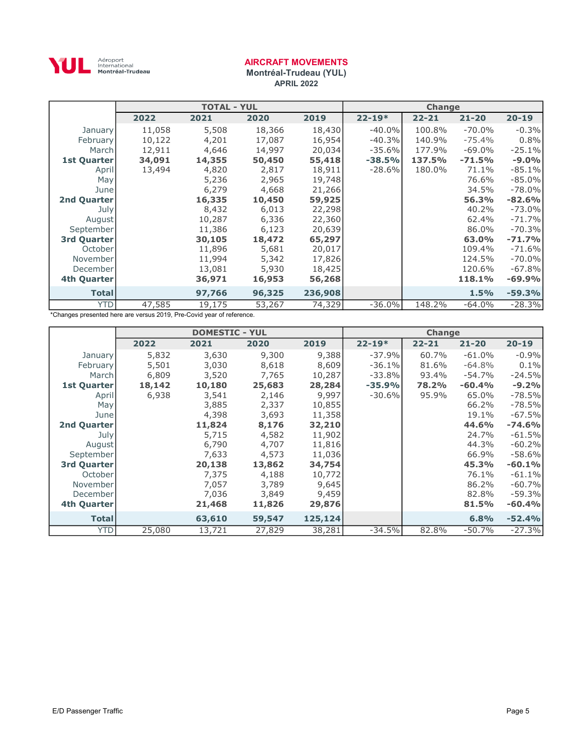Aéroport International Montréal-Trudeau

## AIRCRAFT MOVEMENTS

**Montréal-Trudeau (YUL)**

**APRIL 2022**

| | TOTAL - YUL | | | | Change | | | |
|---|---|---|---|---|---|---|---|---|
| | **2022** | **2021** | **2020** | **2019** | **22-19*** | **22-21** | **21-20** | **20-19** |
| January | 11,058 | 5,508 | 18,366 | 18,430 | -40.0% | 100.8% | -70.0% | -0.3% |
| February | 10,122 | 4,201 | 17,087 | 16,954 | -40.3% | 140.9% | -75.4% | 0.8% |
| March | 12,911 | 4,646 | 14,997 | 20,034 | -35.6% | 177.9% | -69.0% | -25.1% |
| **1st Quarter** | **34,091** | **14,355** | **50,450** | **55,418** | **-38.5%** | **137.5%** | **-71.5%** | **-9.0%** |
| April | 13,494 | 4,820 | 2,817 | 18,911 | -28.6% | 180.0% | 71.1% | -85.1% |
| May | | 5,236 | 2,965 | 19,748 | | | 76.6% | -85.0% |
| June | | 6,279 | 4,668 | 21,266 | | | 34.5% | -78.0% |
| **2nd Quarter** | | **16,335** | **10,450** | **59,925** | | | **56.3%** | **-82.6%** |
| July | | 8,432 | 6,013 | 22,298 | | | 40.2% | -73.0% |
| August | | 10,287 | 6,336 | 22,360 | | | 62.4% | -71.7% |
| September | | 11,386 | 6,123 | 20,639 | | | 86.0% | -70.3% |
| **3rd Quarter** | | **30,105** | **18,472** | **65,297** | | | **63.0%** | **-71.7%** |
| October | | 11,896 | 5,681 | 20,017 | | | 109.4% | -71.6% |
| November | | 11,994 | 5,342 | 17,826 | | | 124.5% | -70.0% |
| December | | 13,081 | 5,930 | 18,425 | | | 120.6% | -67.8% |
| **4th Quarter** | | **36,971** | **16,953** | **56,268** | | | **118.1%** | **-69.9%** |
| **Total** | | **97,766** | **96,325** | **236,908** | | | **1.5%** | **-59.3%** |
| YTD | 47,585 | 19,175 | 53,267 | 74,329 | -36.0% | 148.2% | -64.0% | -28.3% |

*Changes presented here are versus 2019, Pre-Covid year of reference.

| | DOMESTIC - YUL | | | | Change | | | |
|---|---|---|---|---|---|---|---|---|
| | **2022** | **2021** | **2020** | **2019** | **22-19*** | **22-21** | **21-20** | **20-19** |
| January | 5,832 | 3,630 | 9,300 | 9,388 | -37.9% | 60.7% | -61.0% | -0.9% |
| February | 5,501 | 3,030 | 8,618 | 8,609 | -36.1% | 81.6% | -64.8% | 0.1% |
| March | 6,809 | 3,520 | 7,765 | 10,287 | -33.8% | 93.4% | -54.7% | -24.5% |
| **1st Quarter** | **18,142** | **10,180** | **25,683** | **28,284** | **-35.9%** | **78.2%** | **-60.4%** | **-9.2%** |
| April | 6,938 | 3,541 | 2,146 | 9,997 | -30.6% | 95.9% | 65.0% | -78.5% |
| May | | 3,885 | 2,337 | 10,855 | | | 66.2% | -78.5% |
| June | | 4,398 | 3,693 | 11,358 | | | 19.1% | -67.5% |
| **2nd Quarter** | | **11,824** | **8,176** | **32,210** | | | **44.6%** | **-74.6%** |
| July | | 5,715 | 4,582 | 11,902 | | | 24.7% | -61.5% |
| August | | 6,790 | 4,707 | 11,816 | | | 44.3% | -60.2% |
| September | | 7,633 | 4,573 | 11,036 | | | 66.9% | -58.6% |
| **3rd Quarter** | | **20,138** | **13,862** | **34,754** | | | **45.3%** | **-60.1%** |
| October | | 7,375 | 4,188 | 10,772 | | | 76.1% | -61.1% |
| November | | 7,057 | 3,789 | 9,645 | | | 86.2% | -60.7% |
| December | | 7,036 | 3,849 | 9,459 | | | 82.8% | -59.3% |
| **4th Quarter** | | **21,468** | **11,826** | **29,876** | | | **81.5%** | **-60.4%** |
| **Total** | | **63,610** | **59,547** | **125,124** | | | **6.8%** | **-52.4%** |
| YTD | 25,080 | 13,721 | 27,829 | 38,281 | -34.5% | 82.8% | -50.7% | -27.3% |

E/D Passenger Traffic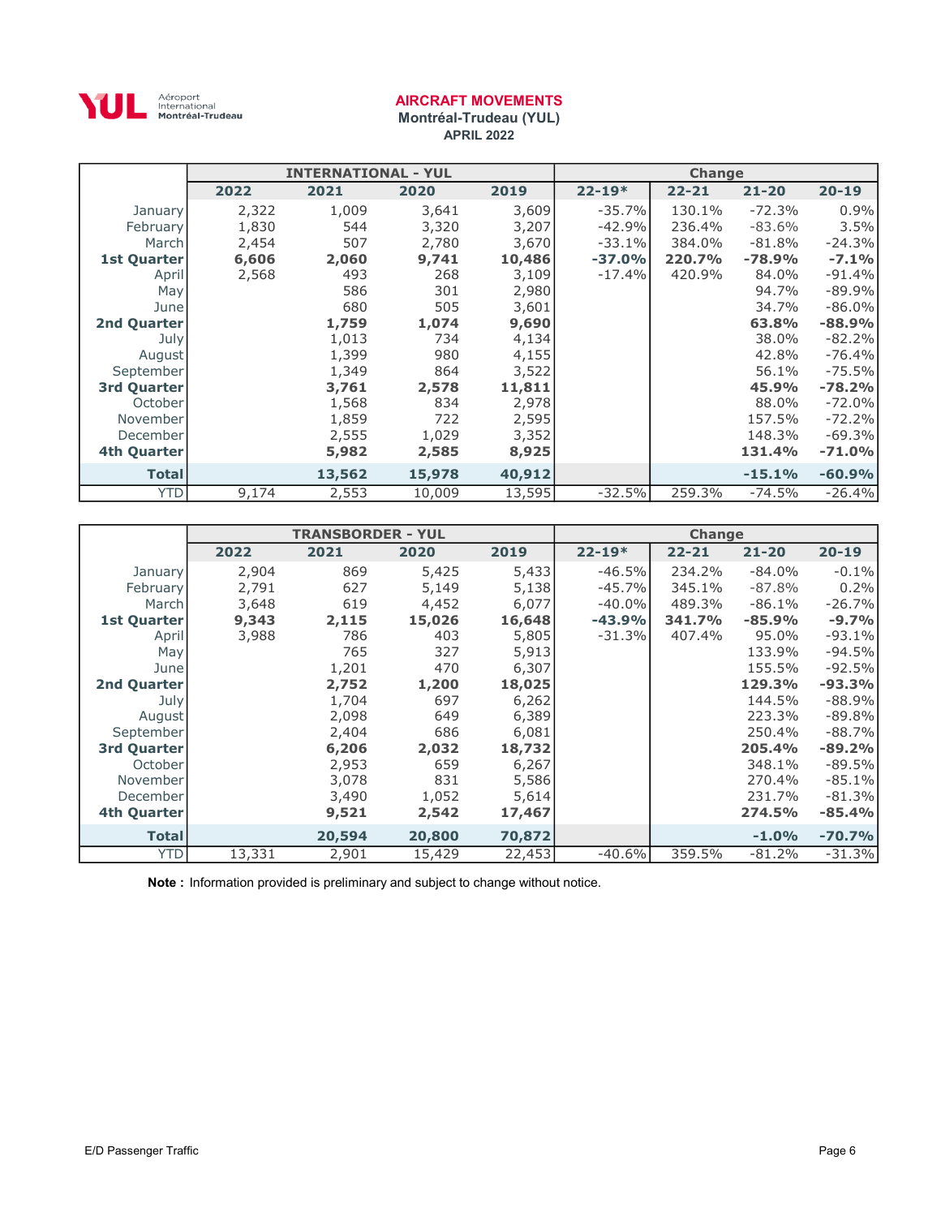# AIRCRAFT MOVEMENTS

**Montréal-Trudeau (YUL)**

**APRIL 2022**

| | INTERNATIONAL - YUL | | | | Change | | | |
|---|---|---|---|---|---|---|---|---|
| | 2022 | 2021 | 2020 | 2019 | 22-19* | 22-21 | 21-20 | 20-19 |
| January | 2,322 | 1,009 | 3,641 | 3,609 | -35.7% | 130.1% | -72.3% | 0.9% |
| February | 1,830 | 544 | 3,320 | 3,207 | -42.9% | 236.4% | -83.6% | 3.5% |
| March | 2,454 | 507 | 2,780 | 3,670 | -33.1% | 384.0% | -81.8% | -24.3% |
| **1st Quarter** | **6,606** | **2,060** | **9,741** | **10,486** | **-37.0%** | **220.7%** | **-78.9%** | **-7.1%** |
| April | 2,568 | 493 | 268 | 3,109 | -17.4% | 420.9% | 84.0% | -91.4% |
| May | | 586 | 301 | 2,980 | | | 94.7% | -89.9% |
| June | | 680 | 505 | 3,601 | | | 34.7% | -86.0% |
| **2nd Quarter** | | **1,759** | **1,074** | **9,690** | | | **63.8%** | **-88.9%** |
| July | | 1,013 | 734 | 4,134 | | | 38.0% | -82.2% |
| August | | 1,399 | 980 | 4,155 | | | 42.8% | -76.4% |
| September | | 1,349 | 864 | 3,522 | | | 56.1% | -75.5% |
| **3rd Quarter** | | **3,761** | **2,578** | **11,811** | | | **45.9%** | **-78.2%** |
| October | | 1,568 | 834 | 2,978 | | | 88.0% | -72.0% |
| November | | 1,859 | 722 | 2,595 | | | 157.5% | -72.2% |
| December | | 2,555 | 1,029 | 3,352 | | | 148.3% | -69.3% |
| **4th Quarter** | | **5,982** | **2,585** | **8,925** | | | **131.4%** | **-71.0%** |
| **Total** | | **13,562** | **15,978** | **40,912** | | | **-15.1%** | **-60.9%** |
| YTD | 9,174 | 2,553 | 10,009 | 13,595 | -32.5% | 259.3% | -74.5% | -26.4% |

| | TRANSBORDER - YUL | | | | Change | | | |
|---|---|---|---|---|---|---|---|---|
| | 2022 | 2021 | 2020 | 2019 | 22-19* | 22-21 | 21-20 | 20-19 |
| January | 2,904 | 869 | 5,425 | 5,433 | -46.5% | 234.2% | -84.0% | -0.1% |
| February | 2,791 | 627 | 5,149 | 5,138 | -45.7% | 345.1% | -87.8% | 0.2% |
| March | 3,648 | 619 | 4,452 | 6,077 | -40.0% | 489.3% | -86.1% | -26.7% |
| **1st Quarter** | **9,343** | **2,115** | **15,026** | **16,648** | **-43.9%** | **341.7%** | **-85.9%** | **-9.7%** |
| April | 3,988 | 786 | 403 | 5,805 | -31.3% | 407.4% | 95.0% | -93.1% |
| May | | 765 | 327 | 5,913 | | | 133.9% | -94.5% |
| June | | 1,201 | 470 | 6,307 | | | 155.5% | -92.5% |
| **2nd Quarter** | | **2,752** | **1,200** | **18,025** | | | **129.3%** | **-93.3%** |
| July | | 1,704 | 697 | 6,262 | | | 144.5% | -88.9% |
| August | | 2,098 | 649 | 6,389 | | | 223.3% | -89.8% |
| September | | 2,404 | 686 | 6,081 | | | 250.4% | -88.7% |
| **3rd Quarter** | | **6,206** | **2,032** | **18,732** | | | **205.4%** | **-89.2%** |
| October | | 2,953 | 659 | 6,267 | | | 348.1% | -89.5% |
| November | | 3,078 | 831 | 5,586 | | | 270.4% | -85.1% |
| December | | 3,490 | 1,052 | 5,614 | | | 231.7% | -81.3% |
| **4th Quarter** | | **9,521** | **2,542** | **17,467** | | | **274.5%** | **-85.4%** |
| **Total** | | **20,594** | **20,800** | **70,872** | | | **-1.0%** | **-70.7%** |
| YTD | 13,331 | 2,901 | 15,429 | 22,453 | -40.6% | 359.5% | -81.2% | -31.3% |

**Note :** Information provided is preliminary and subject to change without notice.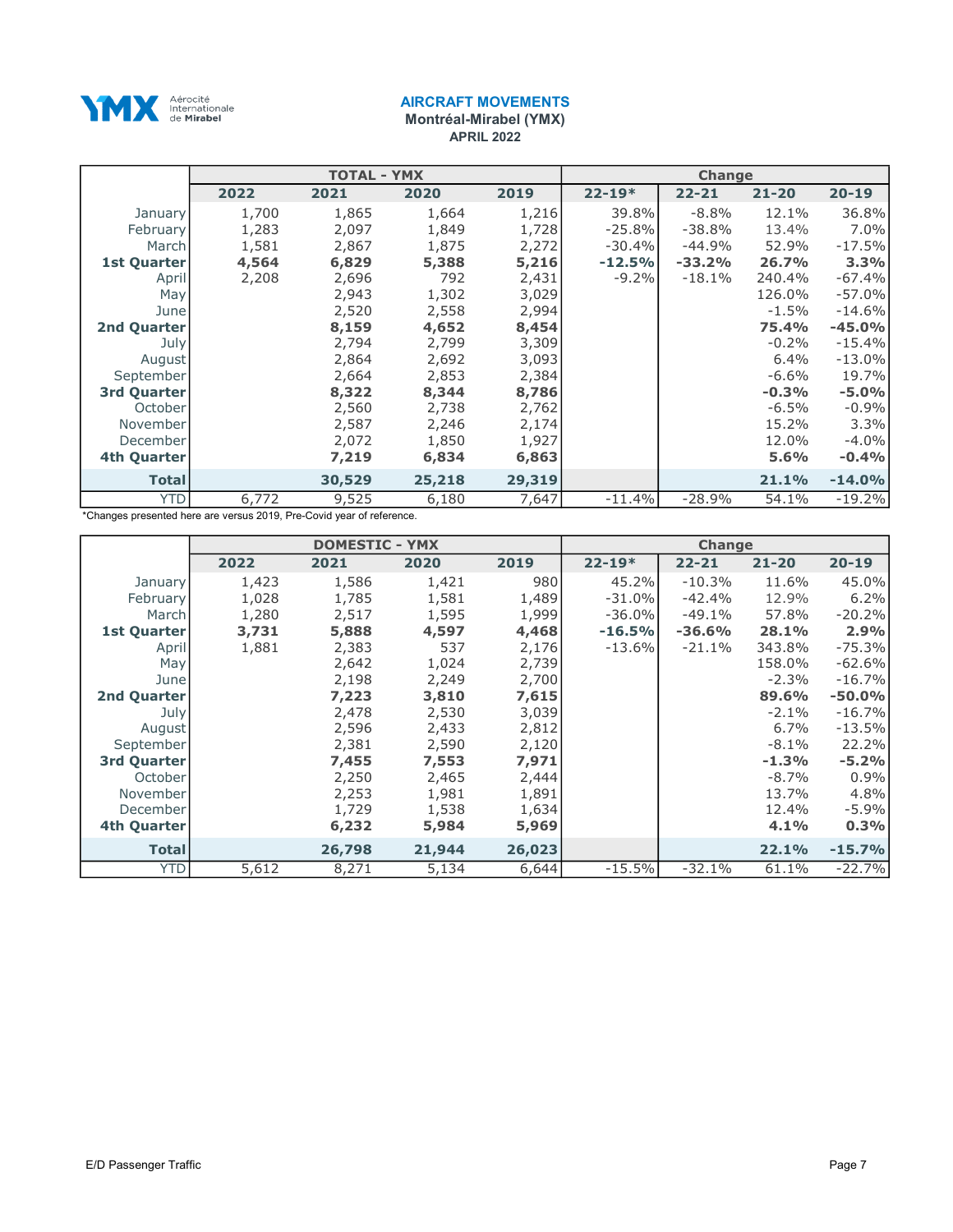YMX Aérocité Internationale de Mirabel

## AIRCRAFT MOVEMENTS

**Montréal-Mirabel (YMX)**

**APRIL 2022**

| | TOTAL - YMX | | | | Change | | | |
|---|---|---|---|---|---|---|---|---|
| | 2022 | 2021 | 2020 | 2019 | 22-19* | 22-21 | 21-20 | 20-19 |
| January | 1,700 | 1,865 | 1,664 | 1,216 | 39.8% | -8.8% | 12.1% | 36.8% |
| February | 1,283 | 2,097 | 1,849 | 1,728 | -25.8% | -38.8% | 13.4% | 7.0% |
| March | 1,581 | 2,867 | 1,875 | 2,272 | -30.4% | -44.9% | 52.9% | -17.5% |
| **1st Quarter** | **4,564** | **6,829** | **5,388** | **5,216** | **-12.5%** | **-33.2%** | **26.7%** | **3.3%** |
| April | 2,208 | 2,696 | 792 | 2,431 | -9.2% | -18.1% | 240.4% | -67.4% |
| May | | 2,943 | 1,302 | 3,029 | | | 126.0% | -57.0% |
| June | | 2,520 | 2,558 | 2,994 | | | -1.5% | -14.6% |
| **2nd Quarter** | | **8,159** | **4,652** | **8,454** | | | **75.4%** | **-45.0%** |
| July | | 2,794 | 2,799 | 3,309 | | | -0.2% | -15.4% |
| August | | 2,864 | 2,692 | 3,093 | | | 6.4% | -13.0% |
| September | | 2,664 | 2,853 | 2,384 | | | -6.6% | 19.7% |
| **3rd Quarter** | | **8,322** | **8,344** | **8,786** | | | **-0.3%** | **-5.0%** |
| October | | 2,560 | 2,738 | 2,762 | | | -6.5% | -0.9% |
| November | | 2,587 | 2,246 | 2,174 | | | 15.2% | 3.3% |
| December | | 2,072 | 1,850 | 1,927 | | | 12.0% | -4.0% |
| **4th Quarter** | | **7,219** | **6,834** | **6,863** | | | **5.6%** | **-0.4%** |
| **Total** | | **30,529** | **25,218** | **29,319** | | | **21.1%** | **-14.0%** |
| YTD | 6,772 | 9,525 | 6,180 | 7,647 | -11.4% | -28.9% | 54.1% | -19.2% |

*Changes presented here are versus 2019, Pre-Covid year of reference.

| | DOMESTIC - YMX | | | | Change | | | |
|---|---|---|---|---|---|---|---|---|
| | 2022 | 2021 | 2020 | 2019 | 22-19* | 22-21 | 21-20 | 20-19 |
| January | 1,423 | 1,586 | 1,421 | 980 | 45.2% | -10.3% | 11.6% | 45.0% |
| February | 1,028 | 1,785 | 1,581 | 1,489 | -31.0% | -42.4% | 12.9% | 6.2% |
| March | 1,280 | 2,517 | 1,595 | 1,999 | -36.0% | -49.1% | 57.8% | -20.2% |
| **1st Quarter** | **3,731** | **5,888** | **4,597** | **4,468** | **-16.5%** | **-36.6%** | **28.1%** | **2.9%** |
| April | 1,881 | 2,383 | 537 | 2,176 | -13.6% | -21.1% | 343.8% | -75.3% |
| May | | 2,642 | 1,024 | 2,739 | | | 158.0% | -62.6% |
| June | | 2,198 | 2,249 | 2,700 | | | -2.3% | -16.7% |
| **2nd Quarter** | | **7,223** | **3,810** | **7,615** | | | **89.6%** | **-50.0%** |
| July | | 2,478 | 2,530 | 3,039 | | | -2.1% | -16.7% |
| August | | 2,596 | 2,433 | 2,812 | | | 6.7% | -13.5% |
| September | | 2,381 | 2,590 | 2,120 | | | -8.1% | 22.2% |
| **3rd Quarter** | | **7,455** | **7,553** | **7,971** | | | **-1.3%** | **-5.2%** |
| October | | 2,250 | 2,465 | 2,444 | | | -8.7% | 0.9% |
| November | | 2,253 | 1,981 | 1,891 | | | 13.7% | 4.8% |
| December | | 1,729 | 1,538 | 1,634 | | | 12.4% | -5.9% |
| **4th Quarter** | | **6,232** | **5,984** | **5,969** | | | **4.1%** | **0.3%** |
| **Total** | | **26,798** | **21,944** | **26,023** | | | **22.1%** | **-15.7%** |
| YTD | 5,612 | 8,271 | 5,134 | 6,644 | -15.5% | -32.1% | 61.1% | -22.7% |

E/D Passenger Traffic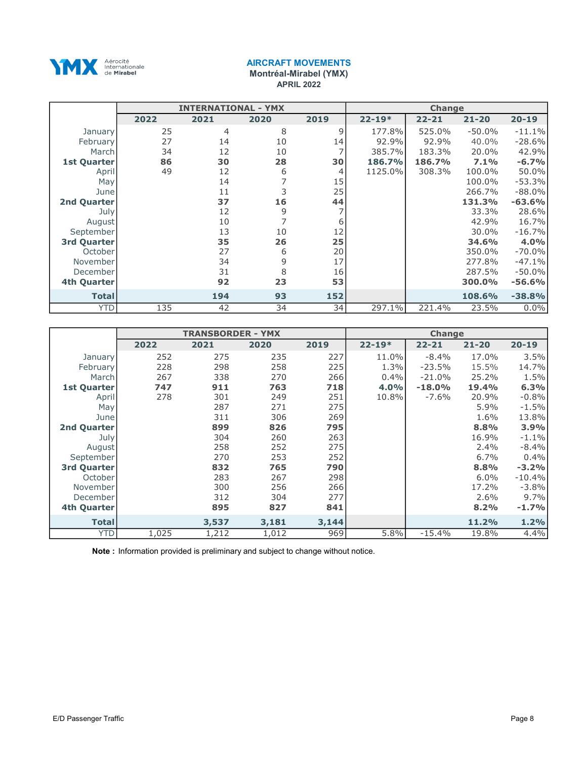## AIRCRAFT MOVEMENTS
**Montréal-Mirabel (YMX)**
**APRIL 2022**

| | INTERNATIONAL - YMX | | | | Change | | | |
|---|---|---|---|---|---|---|---|---|
| | 2022 | 2021 | 2020 | 2019 | 22-19* | 22-21 | 21-20 | 20-19 |
| January | 25 | 4 | 8 | 9 | 177.8% | 525.0% | -50.0% | -11.1% |
| February | 27 | 14 | 10 | 14 | 92.9% | 92.9% | 40.0% | -28.6% |
| March | 34 | 12 | 10 | 7 | 385.7% | 183.3% | 20.0% | 42.9% |
| **1st Quarter** | **86** | **30** | **28** | **30** | **186.7%** | **186.7%** | **7.1%** | **-6.7%** |
| April | 49 | 12 | 6 | 4 | 1125.0% | 308.3% | 100.0% | 50.0% |
| May | | 14 | 7 | 15 | | | 100.0% | -53.3% |
| June | | 11 | 3 | 25 | | | 266.7% | -88.0% |
| **2nd Quarter** | | **37** | **16** | **44** | | | **131.3%** | **-63.6%** |
| July | | 12 | 9 | 7 | | | 33.3% | 28.6% |
| August | | 10 | 7 | 6 | | | 42.9% | 16.7% |
| September | | 13 | 10 | 12 | | | 30.0% | -16.7% |
| **3rd Quarter** | | **35** | **26** | **25** | | | **34.6%** | **4.0%** |
| October | | 27 | 6 | 20 | | | 350.0% | -70.0% |
| November | | 34 | 9 | 17 | | | 277.8% | -47.1% |
| December | | 31 | 8 | 16 | | | 287.5% | -50.0% |
| **4th Quarter** | | **92** | **23** | **53** | | | **300.0%** | **-56.6%** |
| **Total** | | **194** | **93** | **152** | | | **108.6%** | **-38.8%** |
| YTD | 135 | 42 | 34 | 34 | 297.1% | 221.4% | 23.5% | 0.0% |

| | TRANSBORDER - YMX | | | | Change | | | |
|---|---|---|---|---|---|---|---|---|
| | 2022 | 2021 | 2020 | 2019 | 22-19* | 22-21 | 21-20 | 20-19 |
| January | 252 | 275 | 235 | 227 | 11.0% | -8.4% | 17.0% | 3.5% |
| February | 228 | 298 | 258 | 225 | 1.3% | -23.5% | 15.5% | 14.7% |
| March | 267 | 338 | 270 | 266 | 0.4% | -21.0% | 25.2% | 1.5% |
| **1st Quarter** | **747** | **911** | **763** | **718** | **4.0%** | **-18.0%** | **19.4%** | **6.3%** |
| April | 278 | 301 | 249 | 251 | 10.8% | -7.6% | 20.9% | -0.8% |
| May | | 287 | 271 | 275 | | | 5.9% | -1.5% |
| June | | 311 | 306 | 269 | | | 1.6% | 13.8% |
| **2nd Quarter** | | **899** | **826** | **795** | | | **8.8%** | **3.9%** |
| July | | 304 | 260 | 263 | | | 16.9% | -1.1% |
| August | | 258 | 252 | 275 | | | 2.4% | -8.4% |
| September | | 270 | 253 | 252 | | | 6.7% | 0.4% |
| **3rd Quarter** | | **832** | **765** | **790** | | | **8.8%** | **-3.2%** |
| October | | 283 | 267 | 298 | | | 6.0% | -10.4% |
| November | | 300 | 256 | 266 | | | 17.2% | -3.8% |
| December | | 312 | 304 | 277 | | | 2.6% | 9.7% |
| **4th Quarter** | | **895** | **827** | **841** | | | **8.2%** | **-1.7%** |
| **Total** | | **3,537** | **3,181** | **3,144** | | | **11.2%** | **1.2%** |
| YTD | 1,025 | 1,212 | 1,012 | 969 | 5.8% | -15.4% | 19.8% | 4.4% |

**Note :** Information provided is preliminary and subject to change without notice.